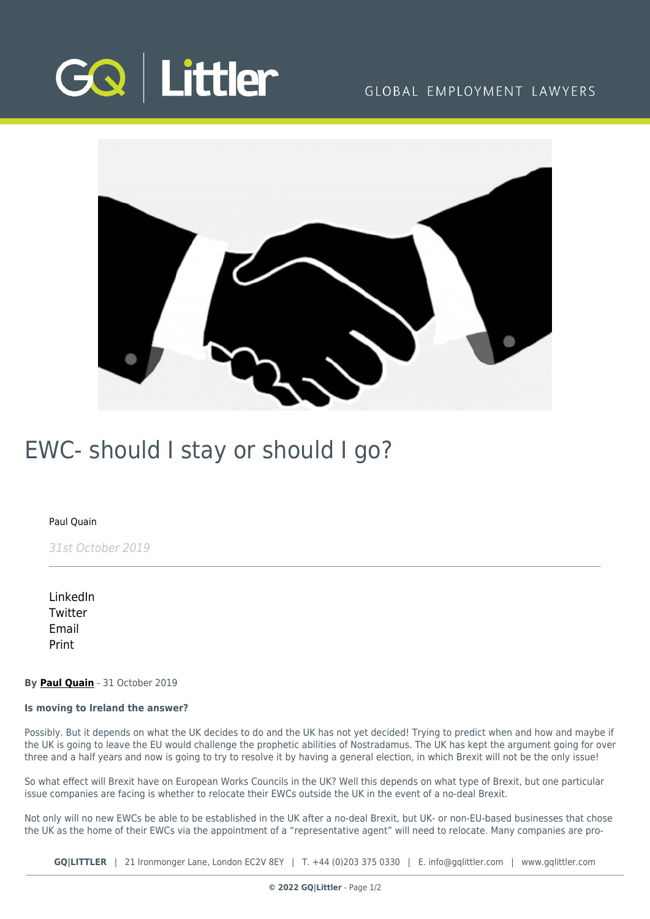# EWC- should I stay or should I go?

Paul Quain

*31st October 2019*

LinkedIn
Twitter
Email
Print

By **Paul Quain** - 31 October 2019

**Is moving to Ireland the answer?**

Possibly. But it depends on what the UK decides to do and the UK has not yet decided! Trying to predict when and how and maybe if the UK is going to leave the EU would challenge the prophetic abilities of Nostradamus. The UK has kept the argument going for over three and a half years and now is going to try to resolve it by having a general election, in which Brexit will not be the only issue!

So what effect will Brexit have on European Works Councils in the UK? Well this depends on what type of Brexit, but one particular issue companies are facing is whether to relocate their EWCs outside the UK in the event of a no-deal Brexit.

Not only will no new EWCs be able to be established in the UK after a no-deal Brexit, but UK- or non-EU-based businesses that chose the UK as the home of their EWCs via the appointment of a "representative agent" will need to relocate. Many companies are pro-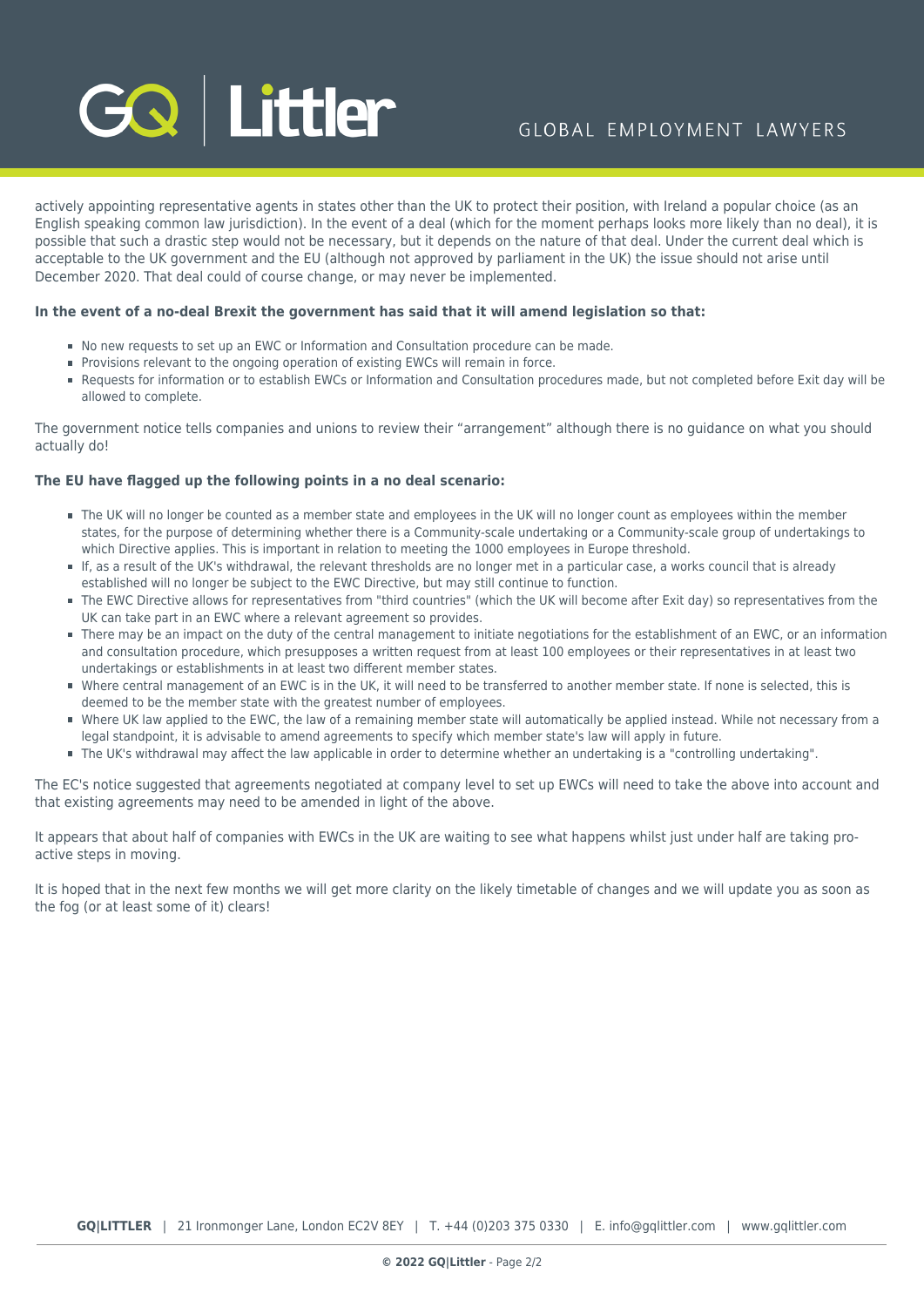actively appointing representative agents in states other than the UK to protect their position, with Ireland a popular choice (as an English speaking common law jurisdiction). In the event of a deal (which for the moment perhaps looks more likely than no deal), it is possible that such a drastic step would not be necessary, but it depends on the nature of that deal. Under the current deal which is acceptable to the UK government and the EU (although not approved by parliament in the UK) the issue should not arise until December 2020. That deal could of course change, or may never be implemented.

**In the event of a no-deal Brexit the government has said that it will amend legislation so that:**

- No new requests to set up an EWC or Information and Consultation procedure can be made.
- Provisions relevant to the ongoing operation of existing EWCs will remain in force.
- Requests for information or to establish EWCs or Information and Consultation procedures made, but not completed before Exit day will be allowed to complete.

The government notice tells companies and unions to review their "arrangement" although there is no guidance on what you should actually do!

**The EU have flagged up the following points in a no deal scenario:**

- The UK will no longer be counted as a member state and employees in the UK will no longer count as employees within the member states, for the purpose of determining whether there is a Community-scale undertaking or a Community-scale group of undertakings to which Directive applies. This is important in relation to meeting the 1000 employees in Europe threshold.
- If, as a result of the UK's withdrawal, the relevant thresholds are no longer met in a particular case, a works council that is already established will no longer be subject to the EWC Directive, but may still continue to function.
- The EWC Directive allows for representatives from "third countries" (which the UK will become after Exit day) so representatives from the UK can take part in an EWC where a relevant agreement so provides.
- There may be an impact on the duty of the central management to initiate negotiations for the establishment of an EWC, or an information and consultation procedure, which presupposes a written request from at least 100 employees or their representatives in at least two undertakings or establishments in at least two different member states.
- Where central management of an EWC is in the UK, it will need to be transferred to another member state. If none is selected, this is deemed to be the member state with the greatest number of employees.
- Where UK law applied to the EWC, the law of a remaining member state will automatically be applied instead. While not necessary from a legal standpoint, it is advisable to amend agreements to specify which member state's law will apply in future.
- The UK's withdrawal may affect the law applicable in order to determine whether an undertaking is a "controlling undertaking".

The EC's notice suggested that agreements negotiated at company level to set up EWCs will need to take the above into account and that existing agreements may need to be amended in light of the above.

It appears that about half of companies with EWCs in the UK are waiting to see what happens whilst just under half are taking pro-active steps in moving.

It is hoped that in the next few months we will get more clarity on the likely timetable of changes and we will update you as soon as the fog (or at least some of it) clears!